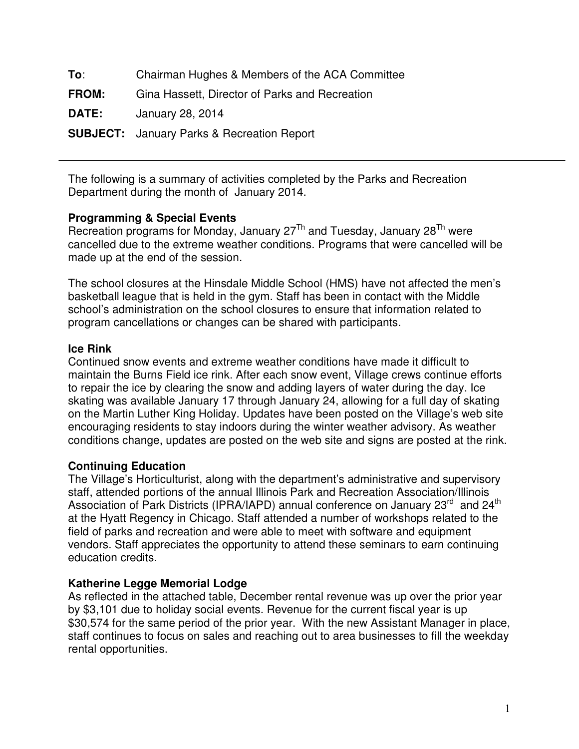**To**: Chairman Hughes & Members of the ACA Committee

**FROM:** Gina Hassett, Director of Parks and Recreation

**DATE:** January 28, 2014

**SUBJECT:** January Parks & Recreation Report

---

The following is a summary of activities completed by the Parks and Recreation Department during the month of January 2014.

**Programming & Special Events**

Recreation programs for Monday, January 27Th and Tuesday, January 28Th were cancelled due to the extreme weather conditions. Programs that were cancelled will be made up at the end of the session.

The school closures at the Hinsdale Middle School (HMS) have not affected the men's basketball league that is held in the gym. Staff has been in contact with the Middle school's administration on the school closures to ensure that information related to program cancellations or changes can be shared with participants.

**Ice Rink**

Continued snow events and extreme weather conditions have made it difficult to maintain the Burns Field ice rink. After each snow event, Village crews continue efforts to repair the ice by clearing the snow and adding layers of water during the day. Ice skating was available January 17 through January 24, allowing for a full day of skating on the Martin Luther King Holiday. Updates have been posted on the Village's web site encouraging residents to stay indoors during the winter weather advisory. As weather conditions change, updates are posted on the web site and signs are posted at the rink.

**Continuing Education**

The Village's Horticulturist, along with the department's administrative and supervisory staff, attended portions of the annual Illinois Park and Recreation Association/Illinois Association of Park Districts (IPRA/IAPD) annual conference on January 23rd and 24th at the Hyatt Regency in Chicago. Staff attended a number of workshops related to the field of parks and recreation and were able to meet with software and equipment vendors. Staff appreciates the opportunity to attend these seminars to earn continuing education credits.

**Katherine Legge Memorial Lodge**

As reflected in the attached table, December rental revenue was up over the prior year by $3,101 due to holiday social events. Revenue for the current fiscal year is up $30,574 for the same period of the prior year. With the new Assistant Manager in place, staff continues to focus on sales and reaching out to area businesses to fill the weekday rental opportunities.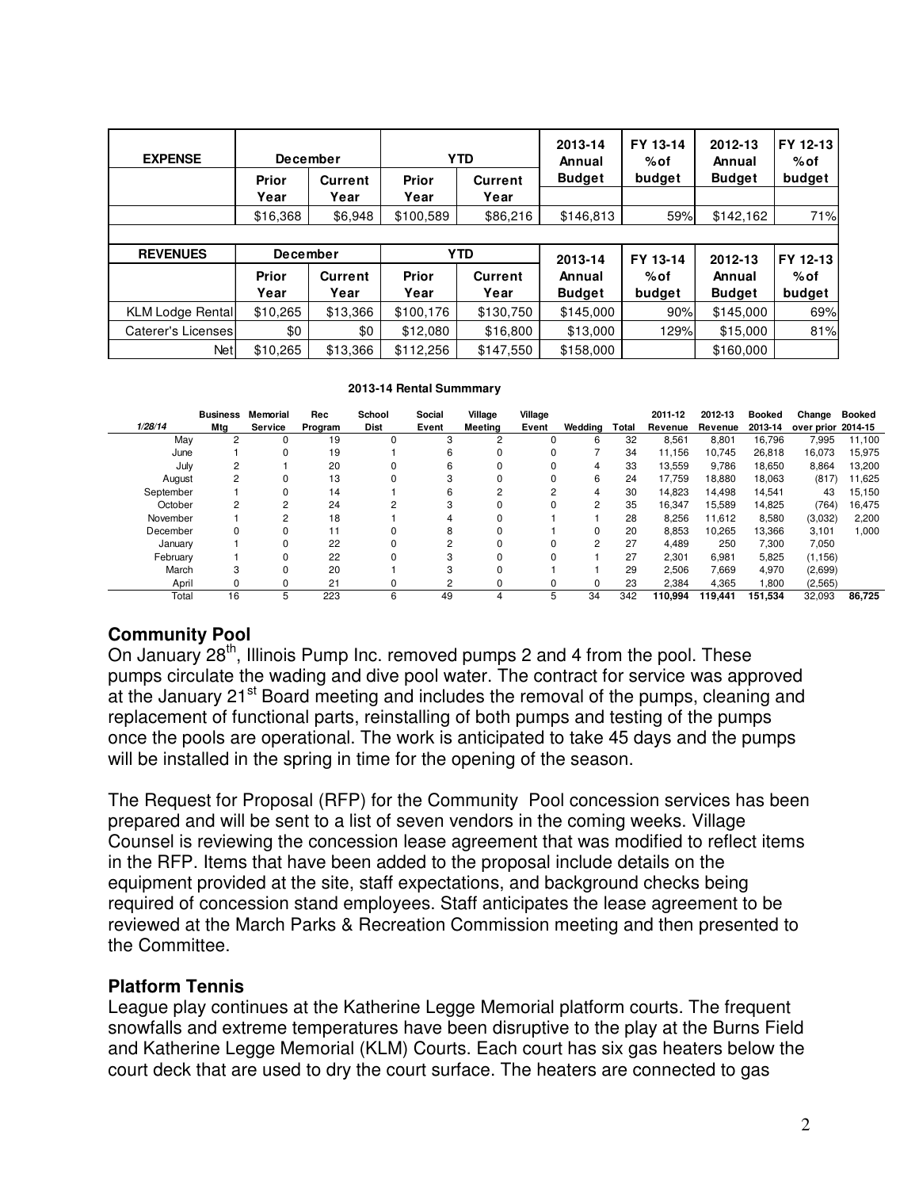| EXPENSE | December | | YTD | | 2013-14 Annual Budget | FY 13-14 % of budget | 2012-13 Annual Budget | FY 12-13 % of budget |
|---|---|---|---|---|---|---|---|---|
| | Prior Year | Current Year | Prior Year | Current Year | | | | |
| | $16,368 | $6,948 | $100,589 | $86,216 | $146,813 | 59% | $142,162 | 71% |

| REVENUES | December | | YTD | | 2013-14 Annual Budget | FY 13-14 % of budget | 2012-13 Annual Budget | FY 12-13 % of budget |
|---|---|---|---|---|---|---|---|---|
| | Prior Year | Current Year | Prior Year | Current Year | | | | |
| KLM Lodge Rental | $10,265 | $13,366 | $100,176 | $130,750 | $145,000 | 90% | $145,000 | 69% |
| Caterer's Licenses | $0 | $0 | $12,080 | $16,800 | $13,000 | 129% | $15,000 | 81% |
| Net | $10,265 | $13,366 | $112,256 | $147,550 | $158,000 | | $160,000 | |

**2013-14 Rental Summmary**

| 1/28/14 | Business Mtg | Memorial Service | Rec Program | School Dist | Social Event | Village Meeting | Village Event | Wedding | Total | 2011-12 Revenue | 2012-13 Revenue | Booked 2013-14 | Change over prior | Booked 2014-15 |
|---|---|---|---|---|---|---|---|---|---|---|---|---|---|---|
| May | 2 | 0 | 19 | 0 | 3 | 2 | 0 | 6 | 32 | 8,561 | 8,801 | 16,796 | 7,995 | 11,100 |
| June | 1 | 0 | 19 | 1 | 6 | 0 | 0 | 7 | 34 | 11,156 | 10,745 | 26,818 | 16,073 | 15,975 |
| July | 2 | 1 | 20 | 0 | 6 | 0 | 0 | 4 | 33 | 13,559 | 9,786 | 18,650 | 8,864 | 13,200 |
| August | 2 | 0 | 13 | 0 | 3 | 0 | 0 | 6 | 24 | 17,759 | 18,880 | 18,063 | (817) | 11,625 |
| September | 1 | 0 | 14 | 1 | 6 | 2 | 2 | 4 | 30 | 14,823 | 14,498 | 14,541 | 43 | 15,150 |
| October | 2 | 2 | 24 | 2 | 3 | 0 | 0 | 2 | 35 | 16,347 | 15,589 | 14,825 | (764) | 16,475 |
| November | 1 | 2 | 18 | 1 | 4 | 0 | 1 | 1 | 28 | 8,256 | 11,612 | 8,580 | (3,032) | 2,200 |
| December | 0 | 0 | 11 | 0 | 8 | 0 | 1 | 0 | 20 | 8,853 | 10,265 | 13,366 | 3,101 | 1,000 |
| January | 1 | 0 | 22 | 0 | 2 | 0 | 0 | 2 | 27 | 4,489 | 250 | 7,300 | 7,050 | |
| February | 1 | 0 | 22 | 0 | 3 | 0 | 0 | 1 | 27 | 2,301 | 6,981 | 5,825 | (1,156) | |
| March | 3 | 0 | 20 | 1 | 3 | 0 | 1 | 1 | 29 | 2,506 | 7,669 | 4,970 | (2,699) | |
| April | 0 | 0 | 21 | 0 | 2 | 0 | 0 | 0 | 23 | 2,384 | 4,365 | 1,800 | (2,565) | |
| Total | 16 | 5 | 223 | 6 | 49 | 4 | 5 | 34 | 342 | **110,994** | **119,441** | **151,534** | 32,093 | **86,725** |

## Community Pool

On January 28th, Illinois Pump Inc. removed pumps 2 and 4 from the pool. These pumps circulate the wading and dive pool water. The contract for service was approved at the January 21st Board meeting and includes the removal of the pumps, cleaning and replacement of functional parts, reinstalling of both pumps and testing of the pumps once the pools are operational. The work is anticipated to take 45 days and the pumps will be installed in the spring in time for the opening of the season.

The Request for Proposal (RFP) for the Community Pool concession services has been prepared and will be sent to a list of seven vendors in the coming weeks. Village Counsel is reviewing the concession lease agreement that was modified to reflect items in the RFP. Items that have been added to the proposal include details on the equipment provided at the site, staff expectations, and background checks being required of concession stand employees. Staff anticipates the lease agreement to be reviewed at the March Parks & Recreation Commission meeting and then presented to the Committee.

## Platform Tennis

League play continues at the Katherine Legge Memorial platform courts. The frequent snowfalls and extreme temperatures have been disruptive to the play at the Burns Field and Katherine Legge Memorial (KLM) Courts. Each court has six gas heaters below the court deck that are used to dry the court surface. The heaters are connected to gas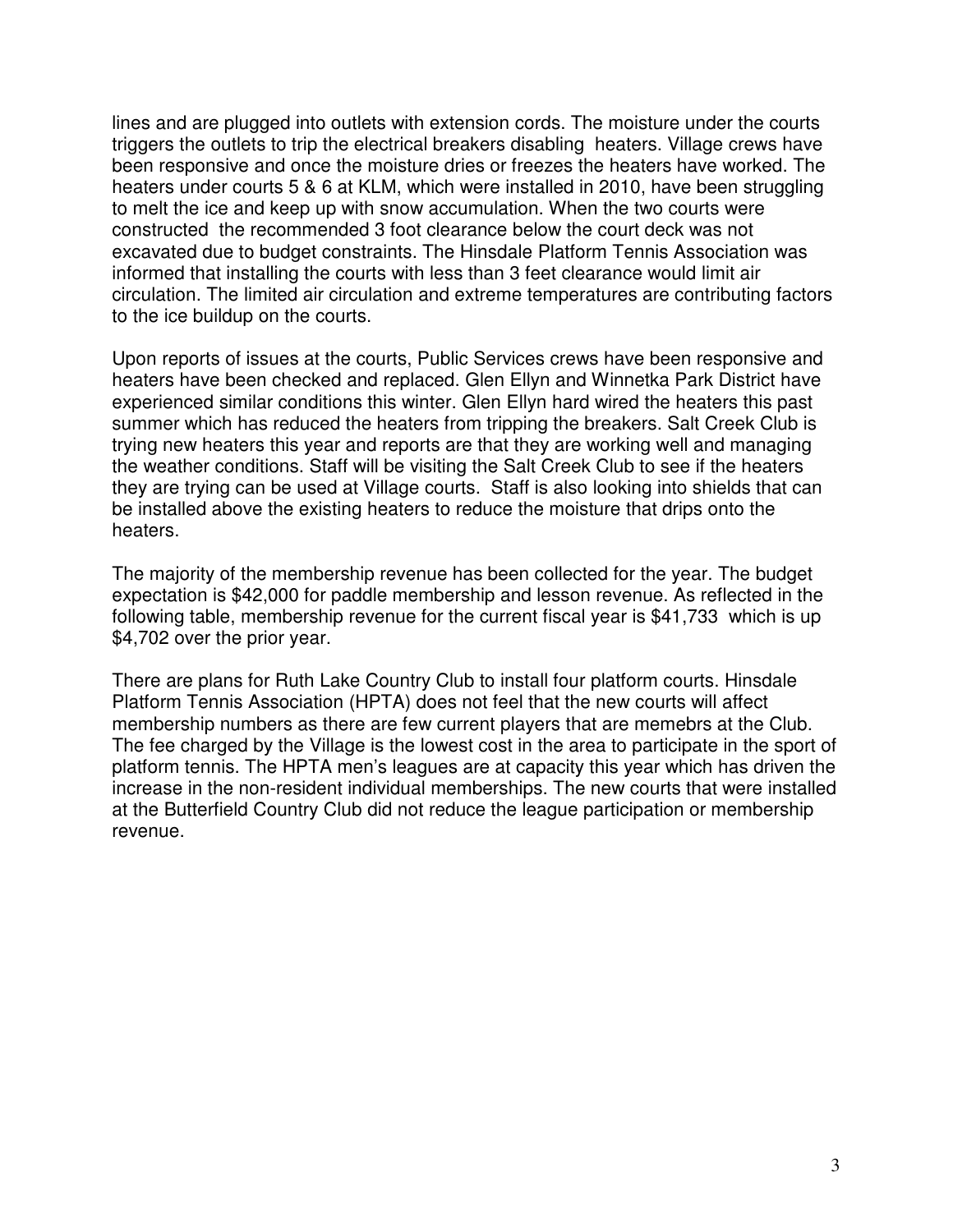lines and are plugged into outlets with extension cords. The moisture under the courts triggers the outlets to trip the electrical breakers disabling heaters. Village crews have been responsive and once the moisture dries or freezes the heaters have worked. The heaters under courts 5 & 6 at KLM, which were installed in 2010, have been struggling to melt the ice and keep up with snow accumulation. When the two courts were constructed the recommended 3 foot clearance below the court deck was not excavated due to budget constraints. The Hinsdale Platform Tennis Association was informed that installing the courts with less than 3 feet clearance would limit air circulation. The limited air circulation and extreme temperatures are contributing factors to the ice buildup on the courts.

Upon reports of issues at the courts, Public Services crews have been responsive and heaters have been checked and replaced. Glen Ellyn and Winnetka Park District have experienced similar conditions this winter. Glen Ellyn hard wired the heaters this past summer which has reduced the heaters from tripping the breakers. Salt Creek Club is trying new heaters this year and reports are that they are working well and managing the weather conditions. Staff will be visiting the Salt Creek Club to see if the heaters they are trying can be used at Village courts. Staff is also looking into shields that can be installed above the existing heaters to reduce the moisture that drips onto the heaters.

The majority of the membership revenue has been collected for the year. The budget expectation is $42,000 for paddle membership and lesson revenue. As reflected in the following table, membership revenue for the current fiscal year is $41,733 which is up $4,702 over the prior year.

There are plans for Ruth Lake Country Club to install four platform courts. Hinsdale Platform Tennis Association (HPTA) does not feel that the new courts will affect membership numbers as there are few current players that are memebrs at the Club. The fee charged by the Village is the lowest cost in the area to participate in the sport of platform tennis. The HPTA men's leagues are at capacity this year which has driven the increase in the non-resident individual memberships. The new courts that were installed at the Butterfield Country Club did not reduce the league participation or membership revenue.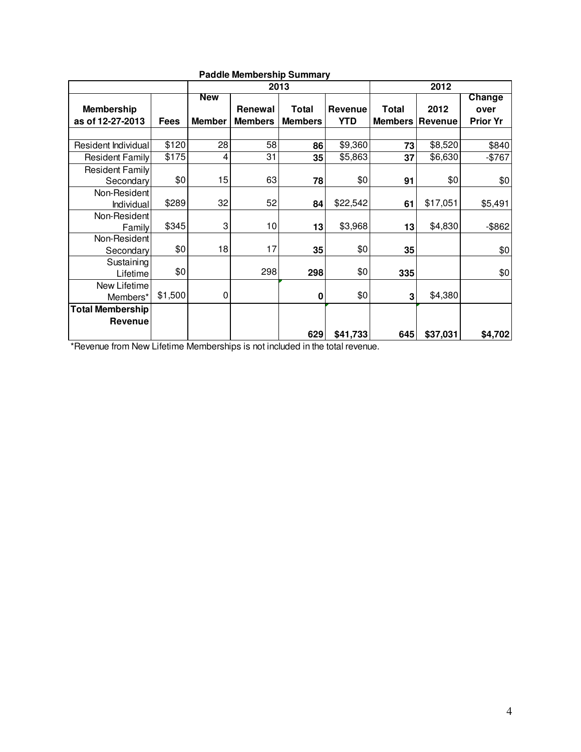**Paddle Membership Summary**

| Membership as of 12-27-2013 | Fees | 2013 New Member | 2013 Renewal Members | 2013 Total Members | 2013 Revenue YTD | 2012 Total Members | 2012 Revenue | Change over Prior Yr |
|---|---|---|---|---|---|---|---|---|
| Resident Individual | $120 | 28 | 58 | **86** | $9,360 | **73** | $8,520 | $840 |
| Resident Family | $175 | 4 | 31 | **35** | $5,863 | **37** | $6,630 | -$767 |
| Resident Family Secondary | $0 | 15 | 63 | **78** | $0 | **91** | $0 | $0 |
| Non-Resident Individual | $289 | 32 | 52 | **84** | $22,542 | **61** | $17,051 | $5,491 |
| Non-Resident Family | $345 | 3 | 10 | **13** | $3,968 | **13** | $4,830 | -$862 |
| Non-Resident Secondary | $0 | 18 | 17 | **35** | $0 | **35** | | $0 |
| Sustaining Lifetime | $0 | | 298 | **298** | $0 | **335** | | $0 |
| New Lifetime Members* | $1,500 | 0 | | **0** | $0 | **3** | $4,380 | |
| **Total Membership Revenue** | | | | **629** | **$41,733** | **645** | **$37,031** | **$4,702** |

*Revenue from New Lifetime Memberships is not included in the total revenue.